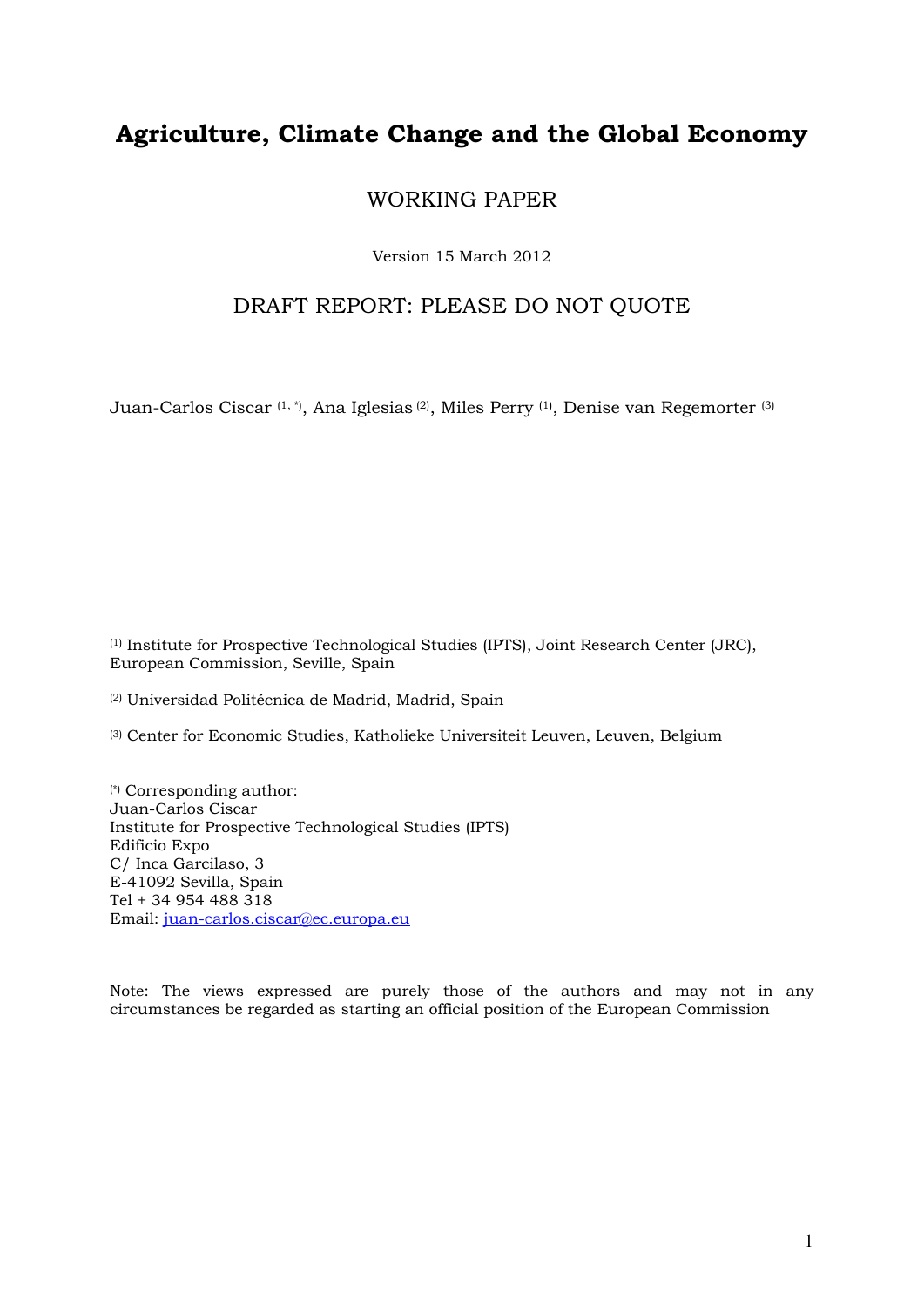# Agriculture, Climate Change and the Global Economy

WORKING PAPER

Version 15 March 2012

DRAFT REPORT: PLEASE DO NOT QUOTE

Juan-Carlos Ciscar [1, *], Ana Iglesias [2], Miles Perry [1], Denise van Regemorter [3]

[1] Institute for Prospective Technological Studies (IPTS), Joint Research Center (JRC), European Commission, Seville, Spain

[2] Universidad Politécnica de Madrid, Madrid, Spain

[3] Center for Economic Studies, Katholieke Universiteit Leuven, Leuven, Belgium

[*] Corresponding author:
Juan-Carlos Ciscar
Institute for Prospective Technological Studies (IPTS)
Edificio Expo
C/ Inca Garcilaso, 3
E-41092 Sevilla, Spain
Tel + 34 954 488 318
Email: juan-carlos.ciscar@ec.europa.eu

Note: The views expressed are purely those of the authors and may not in any circumstances be regarded as starting an official position of the European Commission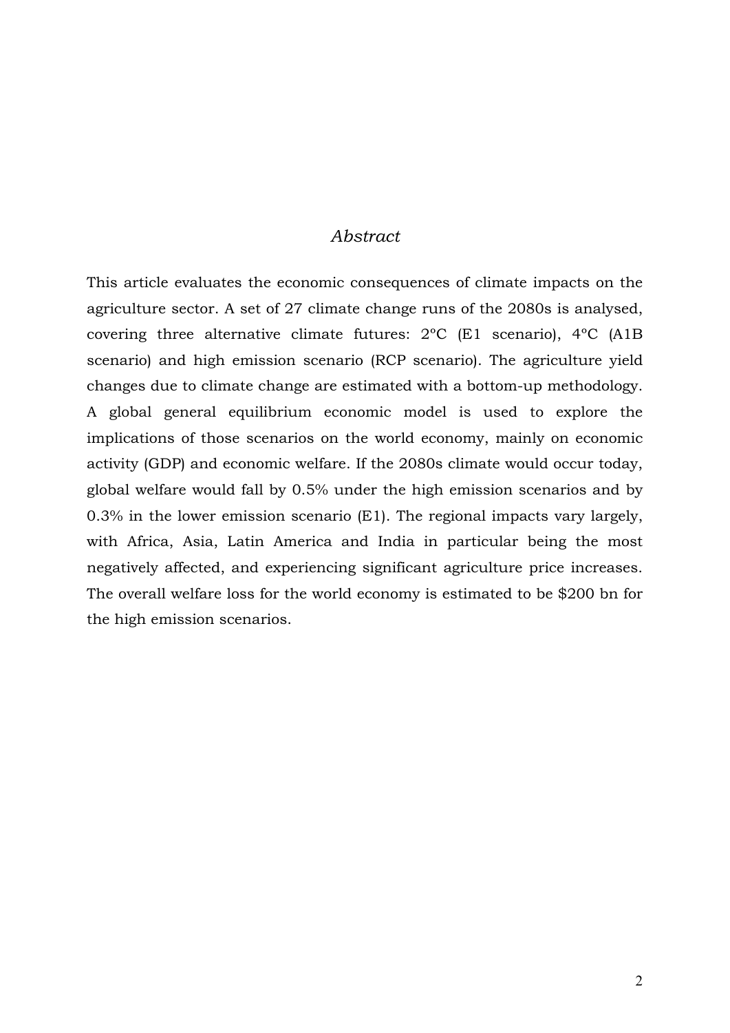*Abstract*

This article evaluates the economic consequences of climate impacts on the agriculture sector. A set of 27 climate change runs of the 2080s is analysed, covering three alternative climate futures: 2ºC (E1 scenario), 4ºC (A1B scenario) and high emission scenario (RCP scenario). The agriculture yield changes due to climate change are estimated with a bottom-up methodology. A global general equilibrium economic model is used to explore the implications of those scenarios on the world economy, mainly on economic activity (GDP) and economic welfare. If the 2080s climate would occur today, global welfare would fall by 0.5% under the high emission scenarios and by 0.3% in the lower emission scenario (E1). The regional impacts vary largely, with Africa, Asia, Latin America and India in particular being the most negatively affected, and experiencing significant agriculture price increases. The overall welfare loss for the world economy is estimated to be $200 bn for the high emission scenarios.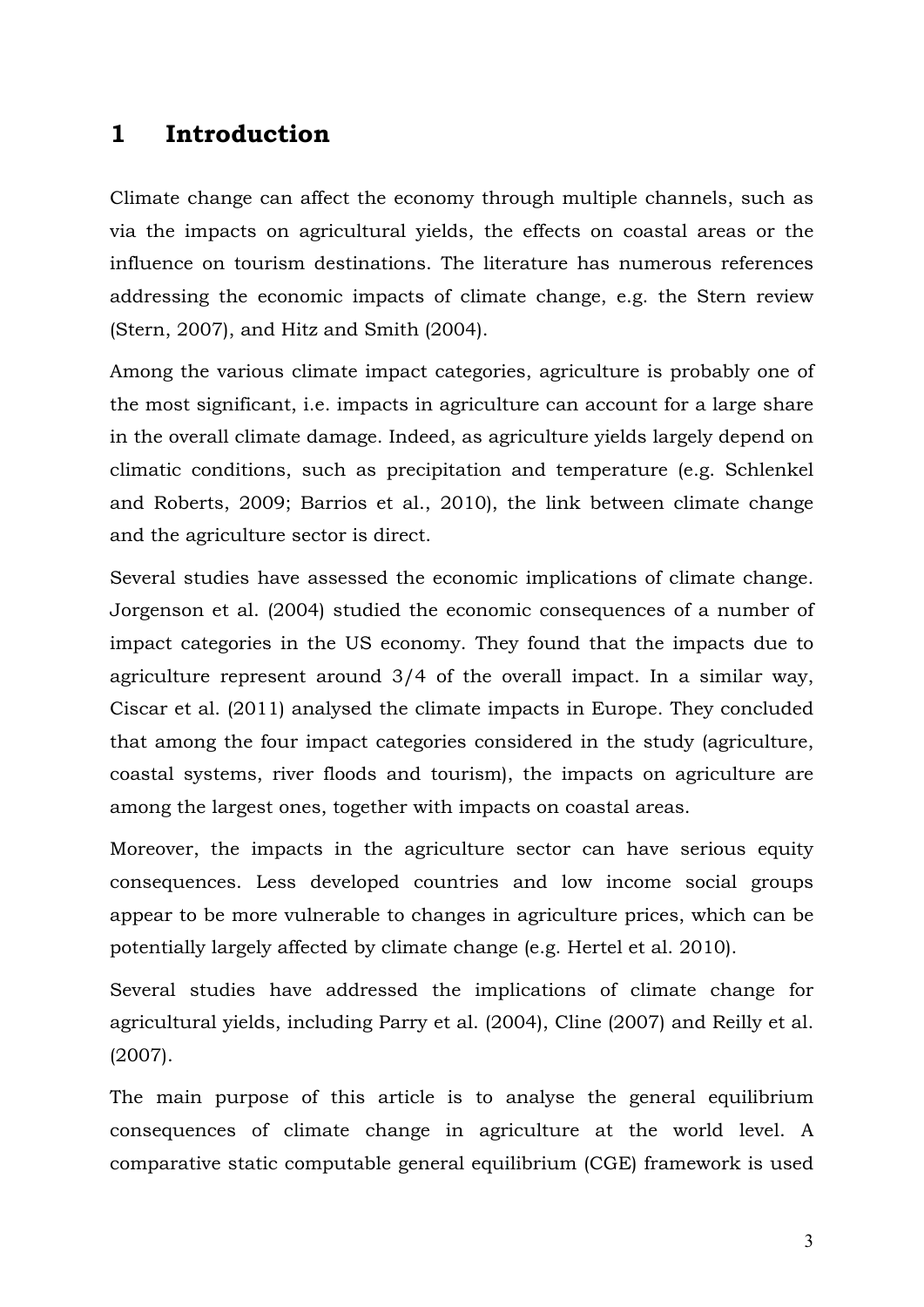# 1 Introduction

Climate change can affect the economy through multiple channels, such as via the impacts on agricultural yields, the effects on coastal areas or the influence on tourism destinations. The literature has numerous references addressing the economic impacts of climate change, e.g. the Stern review (Stern, 2007), and Hitz and Smith (2004).

Among the various climate impact categories, agriculture is probably one of the most significant, i.e. impacts in agriculture can account for a large share in the overall climate damage. Indeed, as agriculture yields largely depend on climatic conditions, such as precipitation and temperature (e.g. Schlenkel and Roberts, 2009; Barrios et al., 2010), the link between climate change and the agriculture sector is direct.

Several studies have assessed the economic implications of climate change. Jorgenson et al. (2004) studied the economic consequences of a number of impact categories in the US economy. They found that the impacts due to agriculture represent around 3/4 of the overall impact. In a similar way, Ciscar et al. (2011) analysed the climate impacts in Europe. They concluded that among the four impact categories considered in the study (agriculture, coastal systems, river floods and tourism), the impacts on agriculture are among the largest ones, together with impacts on coastal areas.

Moreover, the impacts in the agriculture sector can have serious equity consequences. Less developed countries and low income social groups appear to be more vulnerable to changes in agriculture prices, which can be potentially largely affected by climate change (e.g. Hertel et al. 2010).

Several studies have addressed the implications of climate change for agricultural yields, including Parry et al. (2004), Cline (2007) and Reilly et al. (2007).

The main purpose of this article is to analyse the general equilibrium consequences of climate change in agriculture at the world level. A comparative static computable general equilibrium (CGE) framework is used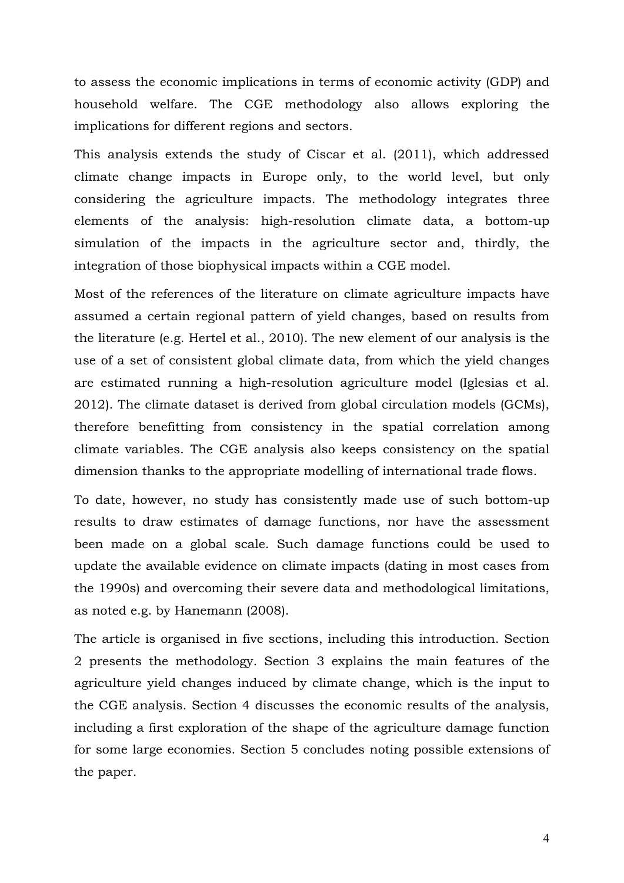to assess the economic implications in terms of economic activity (GDP) and household welfare. The CGE methodology also allows exploring the implications for different regions and sectors.

This analysis extends the study of Ciscar et al. (2011), which addressed climate change impacts in Europe only, to the world level, but only considering the agriculture impacts. The methodology integrates three elements of the analysis: high-resolution climate data, a bottom-up simulation of the impacts in the agriculture sector and, thirdly, the integration of those biophysical impacts within a CGE model.

Most of the references of the literature on climate agriculture impacts have assumed a certain regional pattern of yield changes, based on results from the literature (e.g. Hertel et al., 2010). The new element of our analysis is the use of a set of consistent global climate data, from which the yield changes are estimated running a high-resolution agriculture model (Iglesias et al. 2012). The climate dataset is derived from global circulation models (GCMs), therefore benefitting from consistency in the spatial correlation among climate variables. The CGE analysis also keeps consistency on the spatial dimension thanks to the appropriate modelling of international trade flows.

To date, however, no study has consistently made use of such bottom-up results to draw estimates of damage functions, nor have the assessment been made on a global scale. Such damage functions could be used to update the available evidence on climate impacts (dating in most cases from the 1990s) and overcoming their severe data and methodological limitations, as noted e.g. by Hanemann (2008).

The article is organised in five sections, including this introduction. Section 2 presents the methodology. Section 3 explains the main features of the agriculture yield changes induced by climate change, which is the input to the CGE analysis. Section 4 discusses the economic results of the analysis, including a first exploration of the shape of the agriculture damage function for some large economies. Section 5 concludes noting possible extensions of the paper.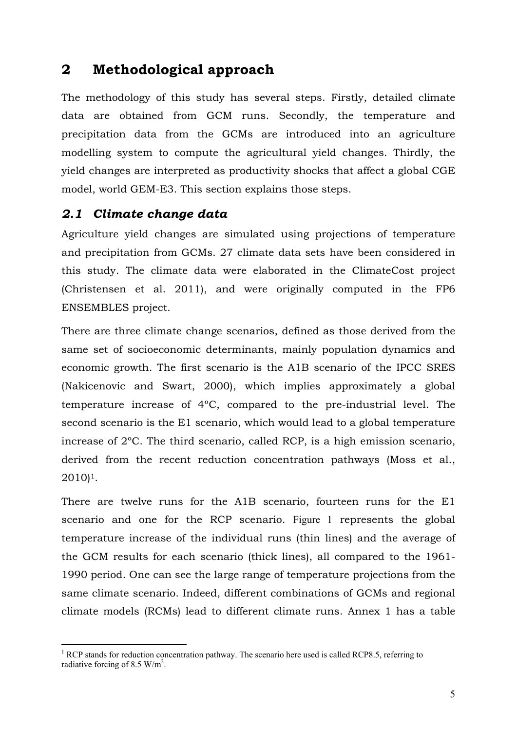## 2 Methodological approach

The methodology of this study has several steps. Firstly, detailed climate data are obtained from GCM runs. Secondly, the temperature and precipitation data from the GCMs are introduced into an agriculture modelling system to compute the agricultural yield changes. Thirdly, the yield changes are interpreted as productivity shocks that affect a global CGE model, world GEM-E3. This section explains those steps.

### *2.1 Climate change data*

Agriculture yield changes are simulated using projections of temperature and precipitation from GCMs. 27 climate data sets have been considered in this study. The climate data were elaborated in the ClimateCost project (Christensen et al. 2011), and were originally computed in the FP6 ENSEMBLES project.

There are three climate change scenarios, defined as those derived from the same set of socioeconomic determinants, mainly population dynamics and economic growth. The first scenario is the A1B scenario of the IPCC SRES (Nakicenovic and Swart, 2000), which implies approximately a global temperature increase of 4ºC, compared to the pre-industrial level. The second scenario is the E1 scenario, which would lead to a global temperature increase of 2ºC. The third scenario, called RCP, is a high emission scenario, derived from the recent reduction concentration pathways (Moss et al., 2010)[1].

There are twelve runs for the A1B scenario, fourteen runs for the E1 scenario and one for the RCP scenario. Figure 1 represents the global temperature increase of the individual runs (thin lines) and the average of the GCM results for each scenario (thick lines), all compared to the 1961-1990 period. One can see the large range of temperature projections from the same climate scenario. Indeed, different combinations of GCMs and regional climate models (RCMs) lead to different climate runs. Annex 1 has a table

[1] RCP stands for reduction concentration pathway. The scenario here used is called RCP8.5, referring to radiative forcing of 8.5 $W/m^2$.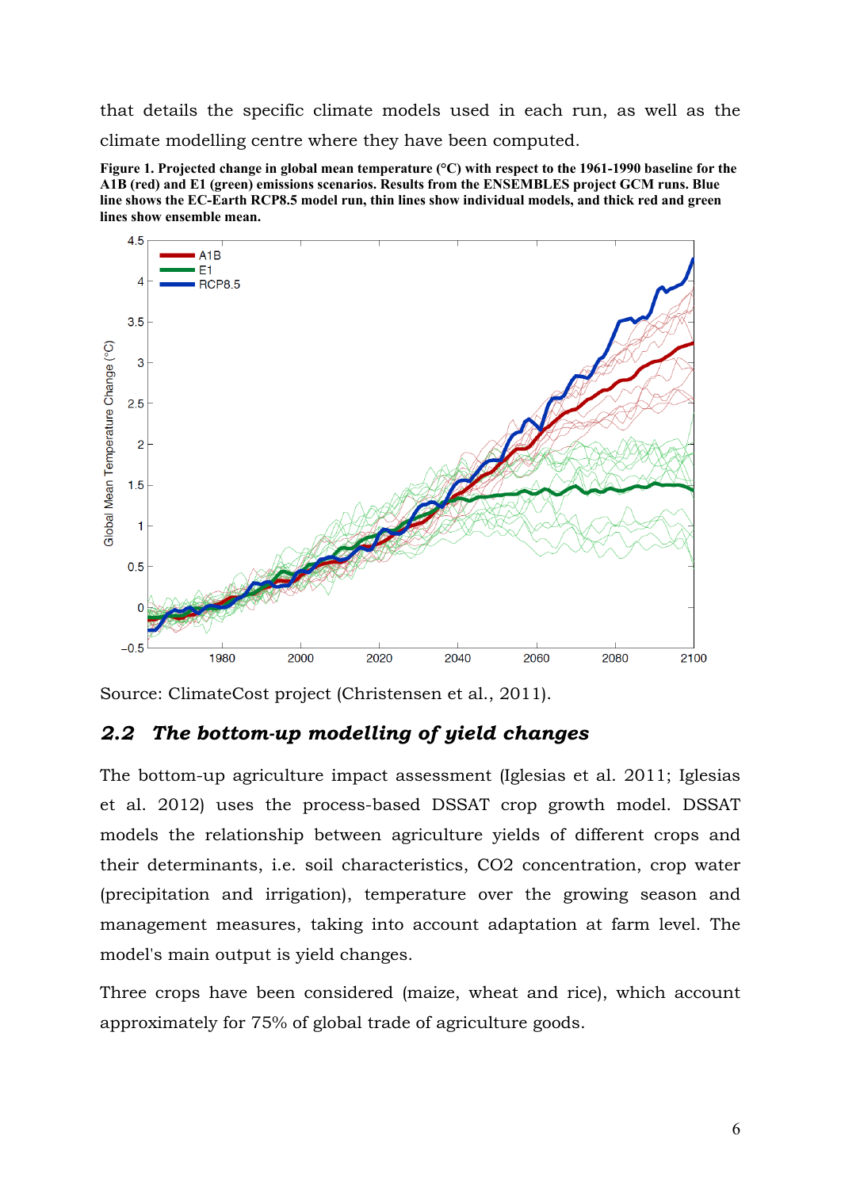that details the specific climate models used in each run, as well as the climate modelling centre where they have been computed.

**Figure 1. Projected change in global mean temperature (°C) with respect to the 1961-1990 baseline for the A1B (red) and E1 (green) emissions scenarios. Results from the ENSEMBLES project GCM runs. Blue line shows the EC-Earth RCP8.5 model run, thin lines show individual models, and thick red and green lines show ensemble mean.**

Source: ClimateCost project (Christensen et al., 2011).

## *2.2 The bottom-up modelling of yield changes*

The bottom-up agriculture impact assessment (Iglesias et al. 2011; Iglesias et al. 2012) uses the process-based DSSAT crop growth model. DSSAT models the relationship between agriculture yields of different crops and their determinants, i.e. soil characteristics, CO2 concentration, crop water (precipitation and irrigation), temperature over the growing season and management measures, taking into account adaptation at farm level. The model's main output is yield changes.

Three crops have been considered (maize, wheat and rice), which account approximately for 75% of global trade of agriculture goods.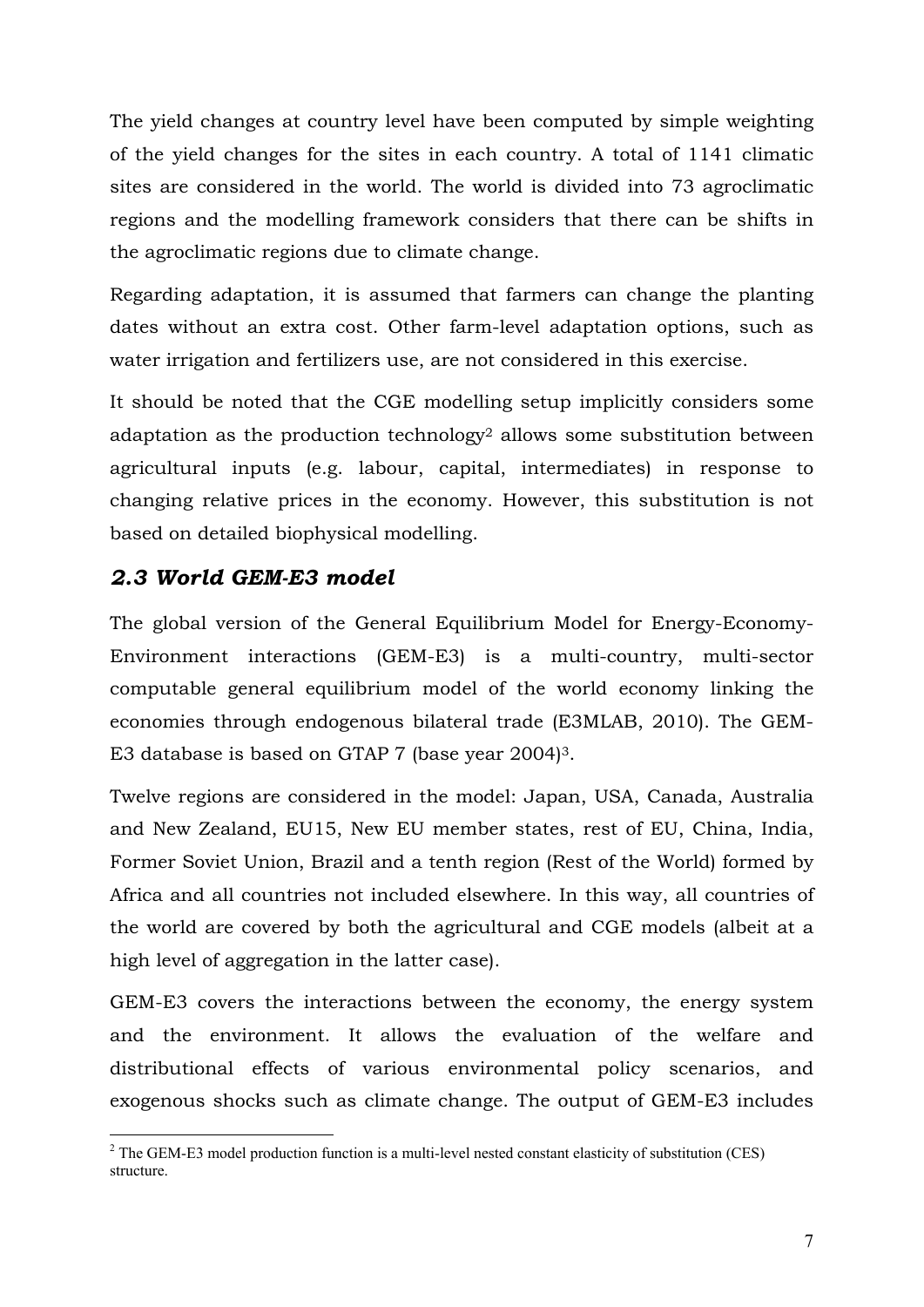The yield changes at country level have been computed by simple weighting of the yield changes for the sites in each country. A total of 1141 climatic sites are considered in the world. The world is divided into 73 agroclimatic regions and the modelling framework considers that there can be shifts in the agroclimatic regions due to climate change.

Regarding adaptation, it is assumed that farmers can change the planting dates without an extra cost. Other farm-level adaptation options, such as water irrigation and fertilizers use, are not considered in this exercise.

It should be noted that the CGE modelling setup implicitly considers some adaptation as the production technology[2] allows some substitution between agricultural inputs (e.g. labour, capital, intermediates) in response to changing relative prices in the economy. However, this substitution is not based on detailed biophysical modelling.

### *2.3 World GEM-E3 model*

The global version of the General Equilibrium Model for Energy-Economy-Environment interactions (GEM-E3) is a multi-country, multi-sector computable general equilibrium model of the world economy linking the economies through endogenous bilateral trade (E3MLAB, 2010). The GEM-E3 database is based on GTAP 7 (base year 2004)[3].

Twelve regions are considered in the model: Japan, USA, Canada, Australia and New Zealand, EU15, New EU member states, rest of EU, China, India, Former Soviet Union, Brazil and a tenth region (Rest of the World) formed by Africa and all countries not included elsewhere. In this way, all countries of the world are covered by both the agricultural and CGE models (albeit at a high level of aggregation in the latter case).

GEM-E3 covers the interactions between the economy, the energy system and the environment. It allows the evaluation of the welfare and distributional effects of various environmental policy scenarios, and exogenous shocks such as climate change. The output of GEM-E3 includes

[2] The GEM-E3 model production function is a multi-level nested constant elasticity of substitution (CES) structure.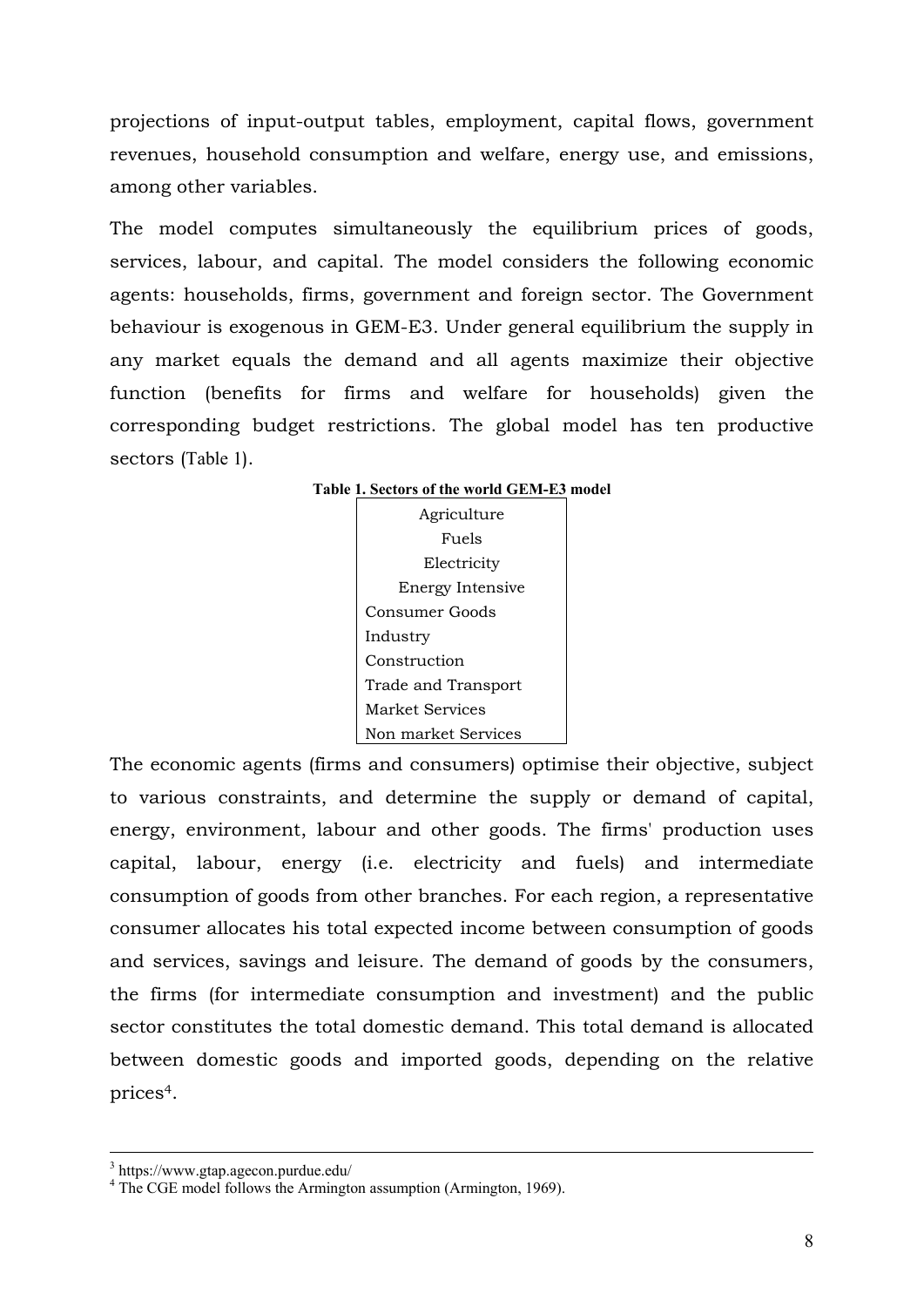projections of input-output tables, employment, capital flows, government revenues, household consumption and welfare, energy use, and emissions, among other variables.

The model computes simultaneously the equilibrium prices of goods, services, labour, and capital. The model considers the following economic agents: households, firms, government and foreign sector. The Government behaviour is exogenous in GEM-E3. Under general equilibrium the supply in any market equals the demand and all agents maximize their objective function (benefits for firms and welfare for households) given the corresponding budget restrictions. The global model has ten productive sectors (Table 1).

**Table 1. Sectors of the world GEM-E3 model**

| Sectors |
| --- |
| Agriculture |
| Fuels |
| Electricity |
| Energy Intensive |
| Consumer Goods |
| Industry |
| Construction |
| Trade and Transport |
| Market Services |
| Non market Services |

The economic agents (firms and consumers) optimise their objective, subject to various constraints, and determine the supply or demand of capital, energy, environment, labour and other goods. The firms' production uses capital, labour, energy (i.e. electricity and fuels) and intermediate consumption of goods from other branches. For each region, a representative consumer allocates his total expected income between consumption of goods and services, savings and leisure. The demand of goods by the consumers, the firms (for intermediate consumption and investment) and the public sector constitutes the total domestic demand. This total demand is allocated between domestic goods and imported goods, depending on the relative prices[4].

[3] https://www.gtap.agecon.purdue.edu/

[4] The CGE model follows the Armington assumption (Armington, 1969).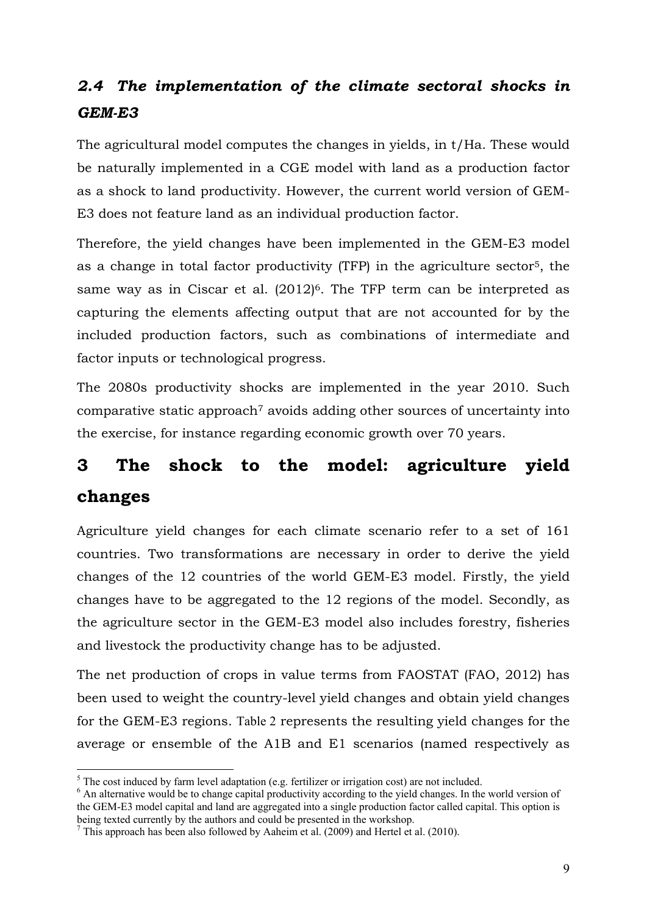## *2.4 The implementation of the climate sectoral shocks in GEM-E3*

The agricultural model computes the changes in yields, in t/Ha. These would be naturally implemented in a CGE model with land as a production factor as a shock to land productivity. However, the current world version of GEM-E3 does not feature land as an individual production factor.

Therefore, the yield changes have been implemented in the GEM-E3 model as a change in total factor productivity (TFP) in the agriculture sector[5], the same way as in Ciscar et al. (2012)[6]. The TFP term can be interpreted as capturing the elements affecting output that are not accounted for by the included production factors, such as combinations of intermediate and factor inputs or technological progress.

The 2080s productivity shocks are implemented in the year 2010. Such comparative static approach[7] avoids adding other sources of uncertainty into the exercise, for instance regarding economic growth over 70 years.

# 3 The shock to the model: agriculture yield changes

Agriculture yield changes for each climate scenario refer to a set of 161 countries. Two transformations are necessary in order to derive the yield changes of the 12 countries of the world GEM-E3 model. Firstly, the yield changes have to be aggregated to the 12 regions of the model. Secondly, as the agriculture sector in the GEM-E3 model also includes forestry, fisheries and livestock the productivity change has to be adjusted.

The net production of crops in value terms from FAOSTAT (FAO, 2012) has been used to weight the country-level yield changes and obtain yield changes for the GEM-E3 regions. Table 2 represents the resulting yield changes for the average or ensemble of the A1B and E1 scenarios (named respectively as

---

[5] The cost induced by farm level adaptation (e.g. fertilizer or irrigation cost) are not included.

[6] An alternative would be to change capital productivity according to the yield changes. In the world version of the GEM-E3 model capital and land are aggregated into a single production factor called capital. This option is being texted currently by the authors and could be presented in the workshop.

[7] This approach has been also followed by Aaheim et al. (2009) and Hertel et al. (2010).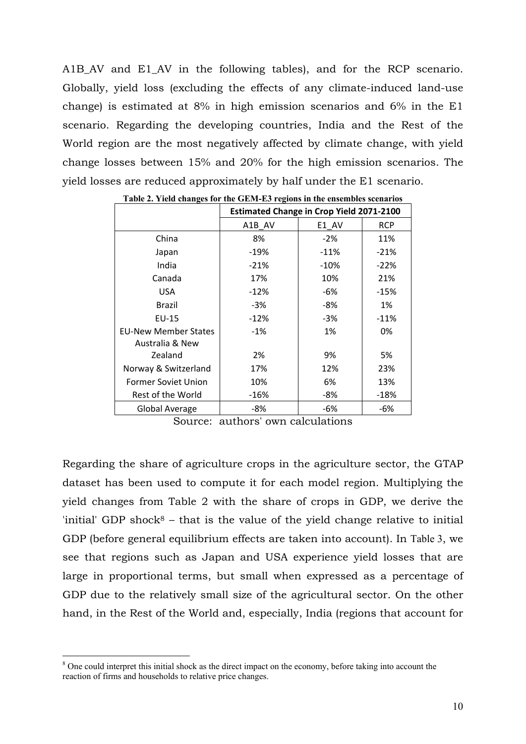A1B_AV and E1_AV in the following tables), and for the RCP scenario. Globally, yield loss (excluding the effects of any climate-induced land-use change) is estimated at 8% in high emission scenarios and 6% in the E1 scenario. Regarding the developing countries, India and the Rest of the World region are the most negatively affected by climate change, with yield change losses between 15% and 20% for the high emission scenarios. The yield losses are reduced approximately by half under the E1 scenario.

**Table 2. Yield changes for the GEM-E3 regions in the ensembles scenarios**

| | **Estimated Change in Crop Yield 2071-2100** | | |
|---|---|---|---|
| | A1B_AV | E1_AV | RCP |
| China | 8% | -2% | 11% |
| Japan | -19% | -11% | -21% |
| India | -21% | -10% | -22% |
| Canada | 17% | 10% | 21% |
| USA | -12% | -6% | -15% |
| Brazil | -3% | -8% | 1% |
| EU-15 | -12% | -3% | -11% |
| EU-New Member States | -1% | 1% | 0% |
| Australia & New Zealand | 2% | 9% | 5% |
| Norway & Switzerland | 17% | 12% | 23% |
| Former Soviet Union | 10% | 6% | 13% |
| Rest of the World | -16% | -8% | -18% |
| Global Average | -8% | -6% | -6% |

Source: authors' own calculations

Regarding the share of agriculture crops in the agriculture sector, the GTAP dataset has been used to compute it for each model region. Multiplying the yield changes from Table 2 with the share of crops in GDP, we derive the 'initial' GDP shock[8] – that is the value of the yield change relative to initial GDP (before general equilibrium effects are taken into account). In Table 3, we see that regions such as Japan and USA experience yield losses that are large in proportional terms, but small when expressed as a percentage of GDP due to the relatively small size of the agricultural sector. On the other hand, in the Rest of the World and, especially, India (regions that account for

[8] One could interpret this initial shock as the direct impact on the economy, before taking into account the reaction of firms and households to relative price changes.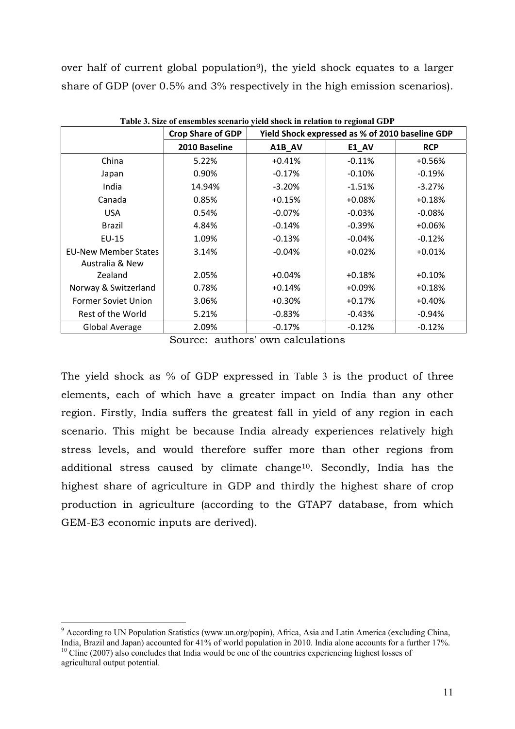over half of current global population[9]), the yield shock equates to a larger share of GDP (over 0.5% and 3% respectively in the high emission scenarios).

**Table 3. Size of ensembles scenario yield shock in relation to regional GDP**

| | Crop Share of GDP | Yield Shock expressed as % of 2010 baseline GDP | | |
|---|---|---|---|---|
| | 2010 Baseline | A1B_AV | E1_AV | RCP |
| China | 5.22% | +0.41% | -0.11% | +0.56% |
| Japan | 0.90% | -0.17% | -0.10% | -0.19% |
| India | 14.94% | -3.20% | -1.51% | -3.27% |
| Canada | 0.85% | +0.15% | +0.08% | +0.18% |
| USA | 0.54% | -0.07% | -0.03% | -0.08% |
| Brazil | 4.84% | -0.14% | -0.39% | +0.06% |
| EU-15 | 1.09% | -0.13% | -0.04% | -0.12% |
| EU-New Member States | 3.14% | -0.04% | +0.02% | +0.01% |
| Australia & New Zealand | 2.05% | +0.04% | +0.18% | +0.10% |
| Norway & Switzerland | 0.78% | +0.14% | +0.09% | +0.18% |
| Former Soviet Union | 3.06% | +0.30% | +0.17% | +0.40% |
| Rest of the World | 5.21% | -0.83% | -0.43% | -0.94% |
| Global Average | 2.09% | -0.17% | -0.12% | -0.12% |

Source: authors' own calculations

The yield shock as % of GDP expressed in Table 3 is the product of three elements, each of which have a greater impact on India than any other region. Firstly, India suffers the greatest fall in yield of any region in each scenario. This might be because India already experiences relatively high stress levels, and would therefore suffer more than other regions from additional stress caused by climate change[10]. Secondly, India has the highest share of agriculture in GDP and thirdly the highest share of crop production in agriculture (according to the GTAP7 database, from which GEM-E3 economic inputs are derived).

[9] According to UN Population Statistics (www.un.org/popin), Africa, Asia and Latin America (excluding China, India, Brazil and Japan) accounted for 41% of world population in 2010. India alone accounts for a further 17%.

[10] Cline (2007) also concludes that India would be one of the countries experiencing highest losses of agricultural output potential.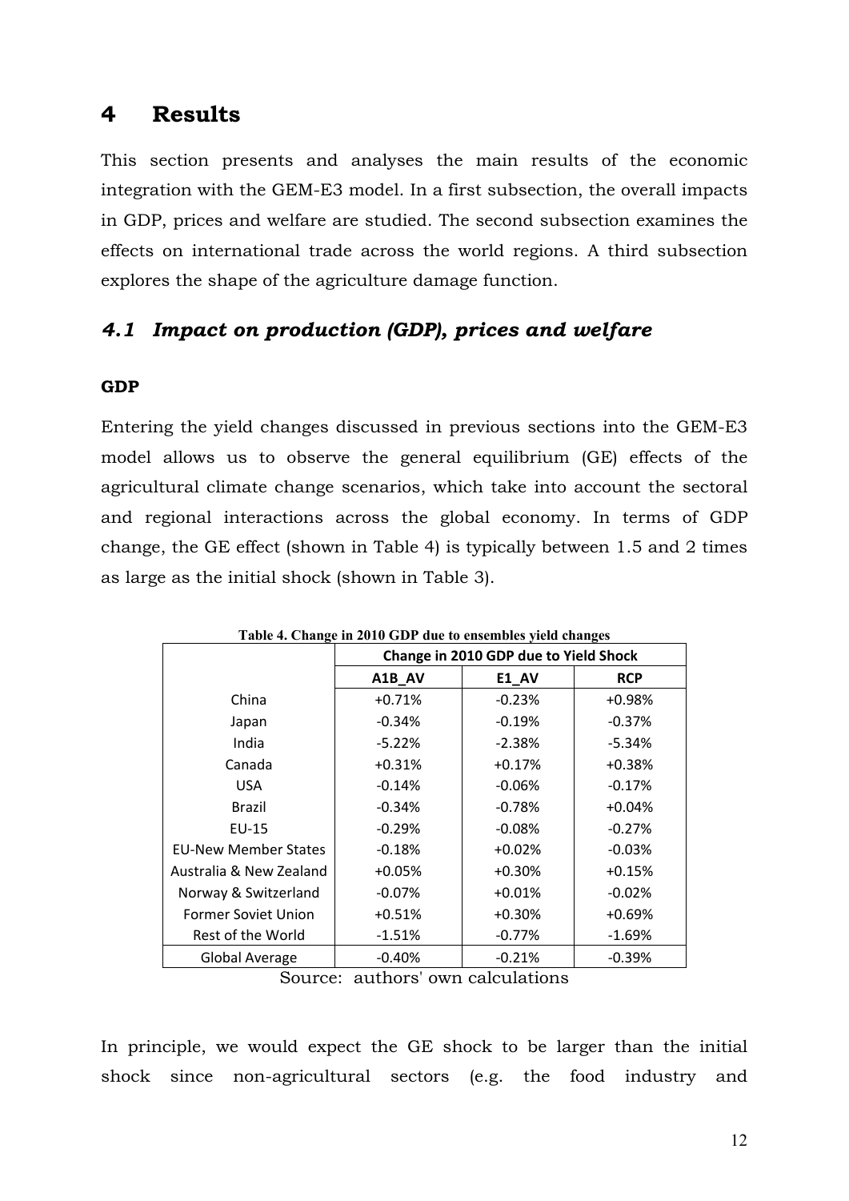# 4 Results

This section presents and analyses the main results of the economic integration with the GEM-E3 model. In a first subsection, the overall impacts in GDP, prices and welfare are studied. The second subsection examines the effects on international trade across the world regions. A third subsection explores the shape of the agriculture damage function.

## *4.1 Impact on production (GDP), prices and welfare*

**GDP**

Entering the yield changes discussed in previous sections into the GEM-E3 model allows us to observe the general equilibrium (GE) effects of the agricultural climate change scenarios, which take into account the sectoral and regional interactions across the global economy. In terms of GDP change, the GE effect (shown in Table 4) is typically between 1.5 and 2 times as large as the initial shock (shown in Table 3).

**Table 4. Change in 2010 GDP due to ensembles yield changes**

| | Change in 2010 GDP due to Yield Shock | | |
|---|---|---|---|
| | A1B_AV | E1_AV | RCP |
| China | +0.71% | -0.23% | +0.98% |
| Japan | -0.34% | -0.19% | -0.37% |
| India | -5.22% | -2.38% | -5.34% |
| Canada | +0.31% | +0.17% | +0.38% |
| USA | -0.14% | -0.06% | -0.17% |
| Brazil | -0.34% | -0.78% | +0.04% |
| EU-15 | -0.29% | -0.08% | -0.27% |
| EU-New Member States | -0.18% | +0.02% | -0.03% |
| Australia & New Zealand | +0.05% | +0.30% | +0.15% |
| Norway & Switzerland | -0.07% | +0.01% | -0.02% |
| Former Soviet Union | +0.51% | +0.30% | +0.69% |
| Rest of the World | -1.51% | -0.77% | -1.69% |
| Global Average | -0.40% | -0.21% | -0.39% |

Source: authors' own calculations

In principle, we would expect the GE shock to be larger than the initial shock since non-agricultural sectors (e.g. the food industry and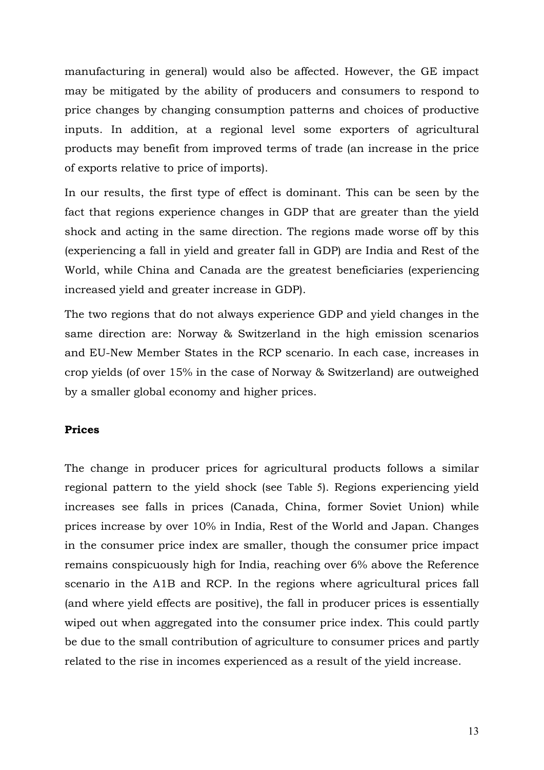manufacturing in general) would also be affected. However, the GE impact may be mitigated by the ability of producers and consumers to respond to price changes by changing consumption patterns and choices of productive inputs. In addition, at a regional level some exporters of agricultural products may benefit from improved terms of trade (an increase in the price of exports relative to price of imports).

In our results, the first type of effect is dominant. This can be seen by the fact that regions experience changes in GDP that are greater than the yield shock and acting in the same direction. The regions made worse off by this (experiencing a fall in yield and greater fall in GDP) are India and Rest of the World, while China and Canada are the greatest beneficiaries (experiencing increased yield and greater increase in GDP).

The two regions that do not always experience GDP and yield changes in the same direction are: Norway & Switzerland in the high emission scenarios and EU-New Member States in the RCP scenario. In each case, increases in crop yields (of over 15% in the case of Norway & Switzerland) are outweighed by a smaller global economy and higher prices.

**Prices**

The change in producer prices for agricultural products follows a similar regional pattern to the yield shock (see Table 5). Regions experiencing yield increases see falls in prices (Canada, China, former Soviet Union) while prices increase by over 10% in India, Rest of the World and Japan. Changes in the consumer price index are smaller, though the consumer price impact remains conspicuously high for India, reaching over 6% above the Reference scenario in the A1B and RCP. In the regions where agricultural prices fall (and where yield effects are positive), the fall in producer prices is essentially wiped out when aggregated into the consumer price index. This could partly be due to the small contribution of agriculture to consumer prices and partly related to the rise in incomes experienced as a result of the yield increase.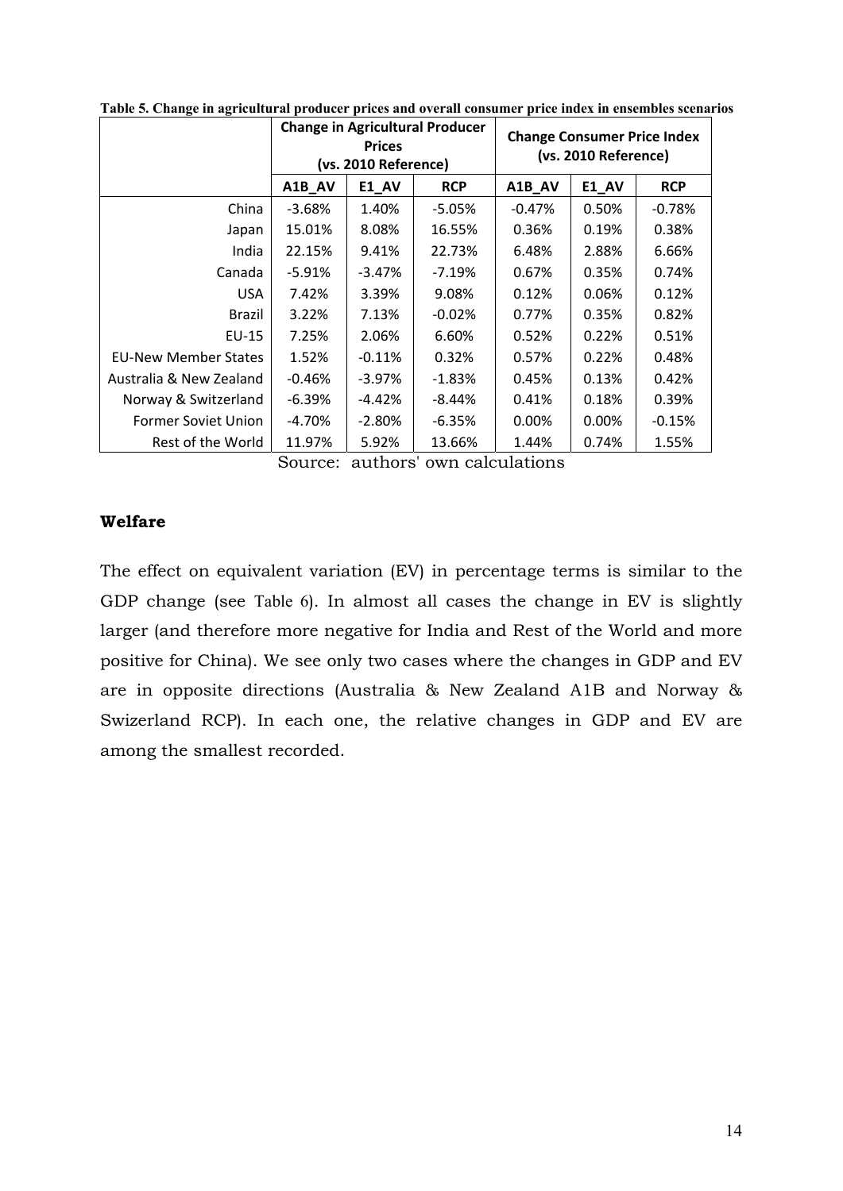**Table 5. Change in agricultural producer prices and overall consumer price index in ensembles scenarios**

| | Change in Agricultural Producer Prices (vs. 2010 Reference) | | | Change Consumer Price Index (vs. 2010 Reference) | | |
|---|---|---|---|---|---|---|
| | A1B_AV | E1_AV | RCP | A1B_AV | E1_AV | RCP |
| China | -3.68% | 1.40% | -5.05% | -0.47% | 0.50% | -0.78% |
| Japan | 15.01% | 8.08% | 16.55% | 0.36% | 0.19% | 0.38% |
| India | 22.15% | 9.41% | 22.73% | 6.48% | 2.88% | 6.66% |
| Canada | -5.91% | -3.47% | -7.19% | 0.67% | 0.35% | 0.74% |
| USA | 7.42% | 3.39% | 9.08% | 0.12% | 0.06% | 0.12% |
| Brazil | 3.22% | 7.13% | -0.02% | 0.77% | 0.35% | 0.82% |
| EU-15 | 7.25% | 2.06% | 6.60% | 0.52% | 0.22% | 0.51% |
| EU-New Member States | 1.52% | -0.11% | 0.32% | 0.57% | 0.22% | 0.48% |
| Australia & New Zealand | -0.46% | -3.97% | -1.83% | 0.45% | 0.13% | 0.42% |
| Norway & Switzerland | -6.39% | -4.42% | -8.44% | 0.41% | 0.18% | 0.39% |
| Former Soviet Union | -4.70% | -2.80% | -6.35% | 0.00% | 0.00% | -0.15% |
| Rest of the World | 11.97% | 5.92% | 13.66% | 1.44% | 0.74% | 1.55% |

Source: authors' own calculations

### Welfare

The effect on equivalent variation (EV) in percentage terms is similar to the GDP change (see Table 6). In almost all cases the change in EV is slightly larger (and therefore more negative for India and Rest of the World and more positive for China). We see only two cases where the changes in GDP and EV are in opposite directions (Australia & New Zealand A1B and Norway & Swizerland RCP). In each one, the relative changes in GDP and EV are among the smallest recorded.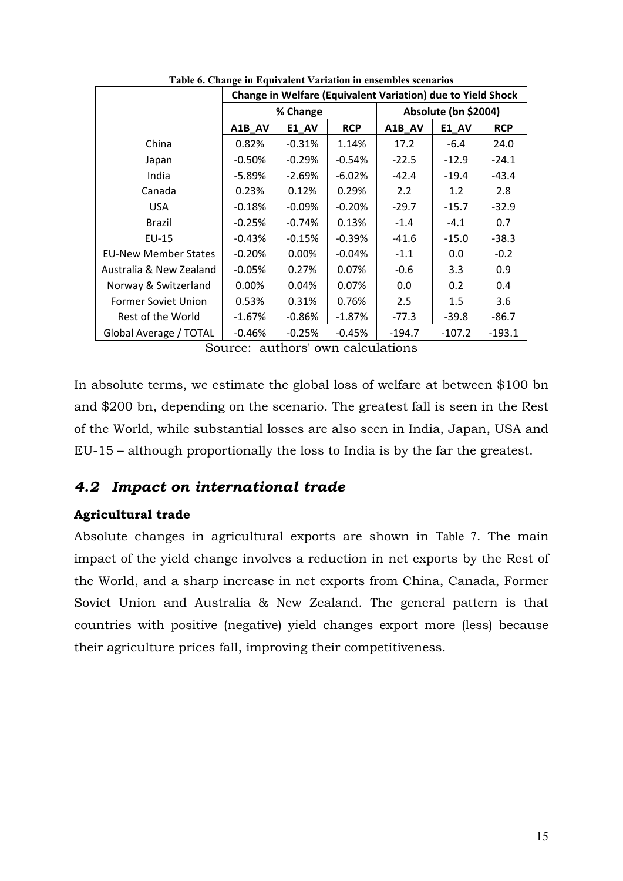**Table 6. Change in Equivalent Variation in ensembles scenarios**

| | Change in Welfare (Equivalent Variation) due to Yield Shock | | | | | |
|---|---|---|---|---|---|---|
| | % Change | | | Absolute (bn $2004) | | |
| | A1B_AV | E1_AV | RCP | A1B_AV | E1_AV | RCP |
| China | 0.82% | -0.31% | 1.14% | 17.2 | -6.4 | 24.0 |
| Japan | -0.50% | -0.29% | -0.54% | -22.5 | -12.9 | -24.1 |
| India | -5.89% | -2.69% | -6.02% | -42.4 | -19.4 | -43.4 |
| Canada | 0.23% | 0.12% | 0.29% | 2.2 | 1.2 | 2.8 |
| USA | -0.18% | -0.09% | -0.20% | -29.7 | -15.7 | -32.9 |
| Brazil | -0.25% | -0.74% | 0.13% | -1.4 | -4.1 | 0.7 |
| EU-15 | -0.43% | -0.15% | -0.39% | -41.6 | -15.0 | -38.3 |
| EU-New Member States | -0.20% | 0.00% | -0.04% | -1.1 | 0.0 | -0.2 |
| Australia & New Zealand | -0.05% | 0.27% | 0.07% | -0.6 | 3.3 | 0.9 |
| Norway & Switzerland | 0.00% | 0.04% | 0.07% | 0.0 | 0.2 | 0.4 |
| Former Soviet Union | 0.53% | 0.31% | 0.76% | 2.5 | 1.5 | 3.6 |
| Rest of the World | -1.67% | -0.86% | -1.87% | -77.3 | -39.8 | -86.7 |
| Global Average / TOTAL | -0.46% | -0.25% | -0.45% | -194.7 | -107.2 | -193.1 |

Source: authors' own calculations

In absolute terms, we estimate the global loss of welfare at between $100 bn and $200 bn, depending on the scenario. The greatest fall is seen in the Rest of the World, while substantial losses are also seen in India, Japan, USA and EU-15 – although proportionally the loss to India is by the far the greatest.

## *4.2 Impact on international trade*

**Agricultural trade**

Absolute changes in agricultural exports are shown in Table 7. The main impact of the yield change involves a reduction in net exports by the Rest of the World, and a sharp increase in net exports from China, Canada, Former Soviet Union and Australia & New Zealand. The general pattern is that countries with positive (negative) yield changes export more (less) because their agriculture prices fall, improving their competitiveness.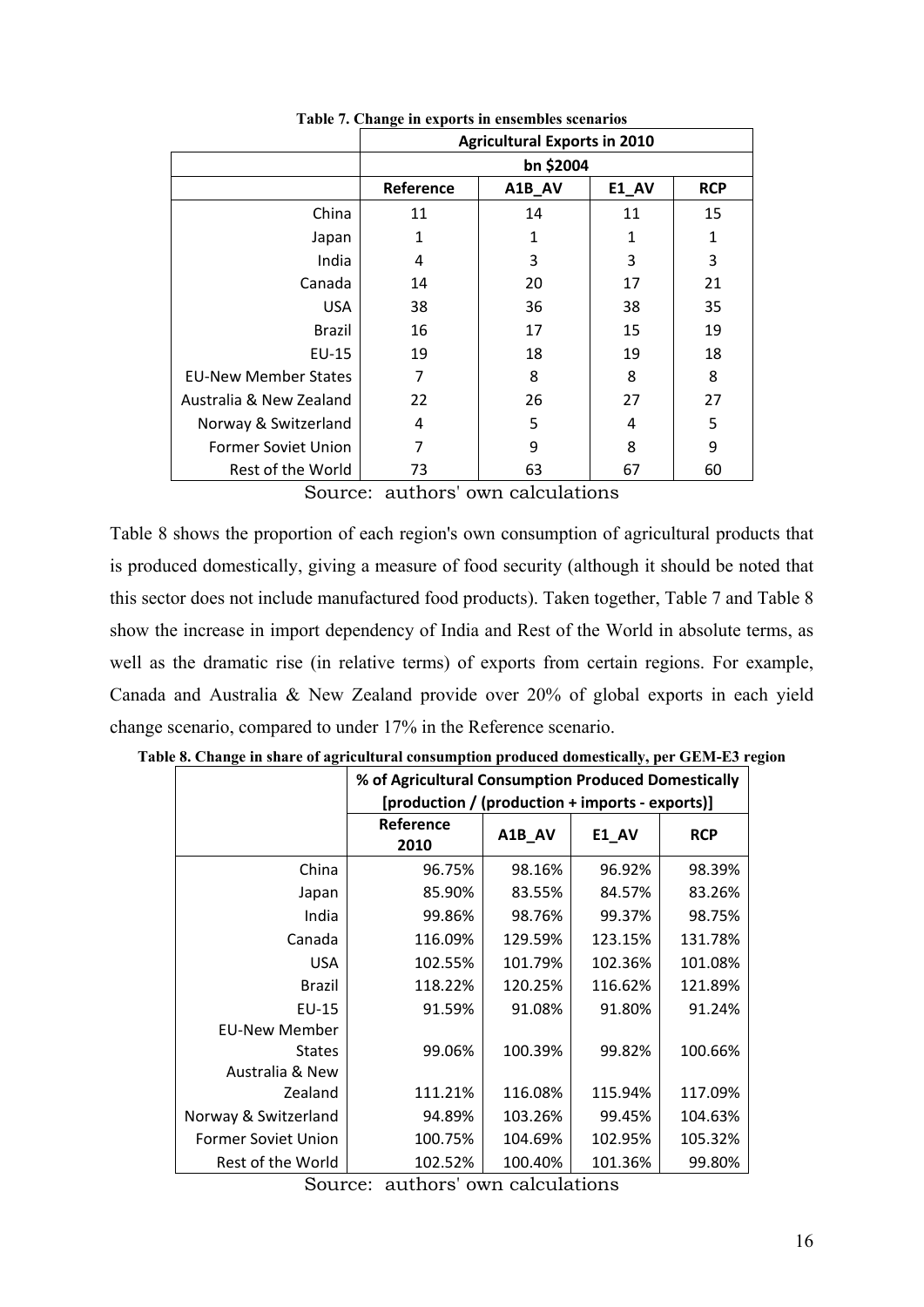**Table 7. Change in exports in ensembles scenarios**

| | Agricultural Exports in 2010 | | | |
|---|---|---|---|---|
| | bn $2004 | | | |
| | Reference | A1B_AV | E1_AV | RCP |
| China | 11 | 14 | 11 | 15 |
| Japan | 1 | 1 | 1 | 1 |
| India | 4 | 3 | 3 | 3 |
| Canada | 14 | 20 | 17 | 21 |
| USA | 38 | 36 | 38 | 35 |
| Brazil | 16 | 17 | 15 | 19 |
| EU-15 | 19 | 18 | 19 | 18 |
| EU-New Member States | 7 | 8 | 8 | 8 |
| Australia & New Zealand | 22 | 26 | 27 | 27 |
| Norway & Switzerland | 4 | 5 | 4 | 5 |
| Former Soviet Union | 7 | 9 | 8 | 9 |
| Rest of the World | 73 | 63 | 67 | 60 |

Source: authors' own calculations

Table 8 shows the proportion of each region's own consumption of agricultural products that is produced domestically, giving a measure of food security (although it should be noted that this sector does not include manufactured food products). Taken together, Table 7 and Table 8 show the increase in import dependency of India and Rest of the World in absolute terms, as well as the dramatic rise (in relative terms) of exports from certain regions. For example, Canada and Australia & New Zealand provide over 20% of global exports in each yield change scenario, compared to under 17% in the Reference scenario.

**Table 8. Change in share of agricultural consumption produced domestically, per GEM-E3 region**

| | % of Agricultural Consumption Produced Domestically [production / (production + imports - exports)] | | | |
|---|---|---|---|---|
| | Reference 2010 | A1B_AV | E1_AV | RCP |
| China | 96.75% | 98.16% | 96.92% | 98.39% |
| Japan | 85.90% | 83.55% | 84.57% | 83.26% |
| India | 99.86% | 98.76% | 99.37% | 98.75% |
| Canada | 116.09% | 129.59% | 123.15% | 131.78% |
| USA | 102.55% | 101.79% | 102.36% | 101.08% |
| Brazil | 118.22% | 120.25% | 116.62% | 121.89% |
| EU-15 | 91.59% | 91.08% | 91.80% | 91.24% |
| EU-New Member States | 99.06% | 100.39% | 99.82% | 100.66% |
| Australia & New Zealand | 111.21% | 116.08% | 115.94% | 117.09% |
| Norway & Switzerland | 94.89% | 103.26% | 99.45% | 104.63% |
| Former Soviet Union | 100.75% | 104.69% | 102.95% | 105.32% |
| Rest of the World | 102.52% | 100.40% | 101.36% | 99.80% |

Source: authors' own calculations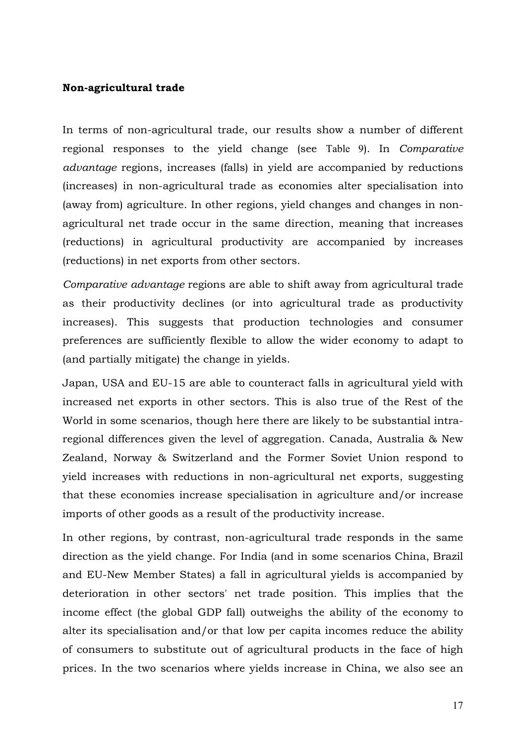**Non-agricultural trade**

In terms of non-agricultural trade, our results show a number of different regional responses to the yield change (see Table 9). In *Comparative advantage* regions, increases (falls) in yield are accompanied by reductions (increases) in non-agricultural trade as economies alter specialisation into (away from) agriculture. In other regions, yield changes and changes in non-agricultural net trade occur in the same direction, meaning that increases (reductions) in agricultural productivity are accompanied by increases (reductions) in net exports from other sectors.

*Comparative advantage* regions are able to shift away from agricultural trade as their productivity declines (or into agricultural trade as productivity increases). This suggests that production technologies and consumer preferences are sufficiently flexible to allow the wider economy to adapt to (and partially mitigate) the change in yields.

Japan, USA and EU-15 are able to counteract falls in agricultural yield with increased net exports in other sectors. This is also true of the Rest of the World in some scenarios, though here there are likely to be substantial intra-regional differences given the level of aggregation. Canada, Australia & New Zealand, Norway & Switzerland and the Former Soviet Union respond to yield increases with reductions in non-agricultural net exports, suggesting that these economies increase specialisation in agriculture and/or increase imports of other goods as a result of the productivity increase.

In other regions, by contrast, non-agricultural trade responds in the same direction as the yield change. For India (and in some scenarios China, Brazil and EU-New Member States) a fall in agricultural yields is accompanied by deterioration in other sectors' net trade position. This implies that the income effect (the global GDP fall) outweighs the ability of the economy to alter its specialisation and/or that low per capita incomes reduce the ability of consumers to substitute out of agricultural products in the face of high prices. In the two scenarios where yields increase in China, we also see an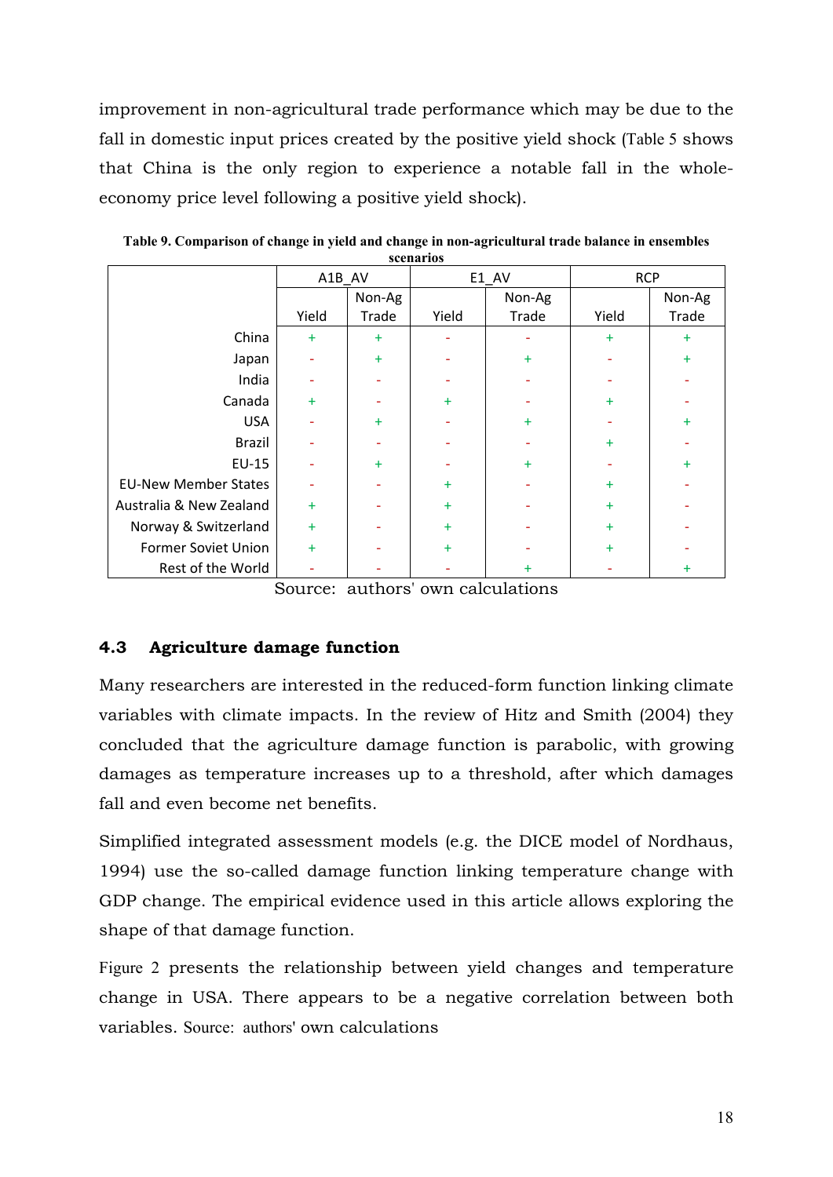improvement in non-agricultural trade performance which may be due to the fall in domestic input prices created by the positive yield shock (Table 5 shows that China is the only region to experience a notable fall in the whole-economy price level following a positive yield shock).

**Table 9. Comparison of change in yield and change in non-agricultural trade balance in ensembles scenarios**

| | A1B_AV | | E1_AV | | RCP | |
|---|---|---|---|---|---|---|
| | Yield | Non-Ag Trade | Yield | Non-Ag Trade | Yield | Non-Ag Trade |
| China | + | + | - | - | + | + |
| Japan | - | + | - | + | - | + |
| India | - | - | - | - | - | - |
| Canada | + | - | + | - | + | - |
| USA | - | + | - | + | - | + |
| Brazil | - | - | - | - | + | - |
| EU-15 | - | + | - | + | - | + |
| EU-New Member States | - | - | + | - | + | - |
| Australia & New Zealand | + | - | + | - | + | - |
| Norway & Switzerland | + | - | + | - | + | - |
| Former Soviet Union | + | - | + | - | + | - |
| Rest of the World | - | - | - | + | - | + |

Source: authors' own calculations

## 4.3 Agriculture damage function

Many researchers are interested in the reduced-form function linking climate variables with climate impacts. In the review of Hitz and Smith (2004) they concluded that the agriculture damage function is parabolic, with growing damages as temperature increases up to a threshold, after which damages fall and even become net benefits.

Simplified integrated assessment models (e.g. the DICE model of Nordhaus, 1994) use the so-called damage function linking temperature change with GDP change. The empirical evidence used in this article allows exploring the shape of that damage function.

Figure 2 presents the relationship between yield changes and temperature change in USA. There appears to be a negative correlation between both variables. Source: authors' own calculations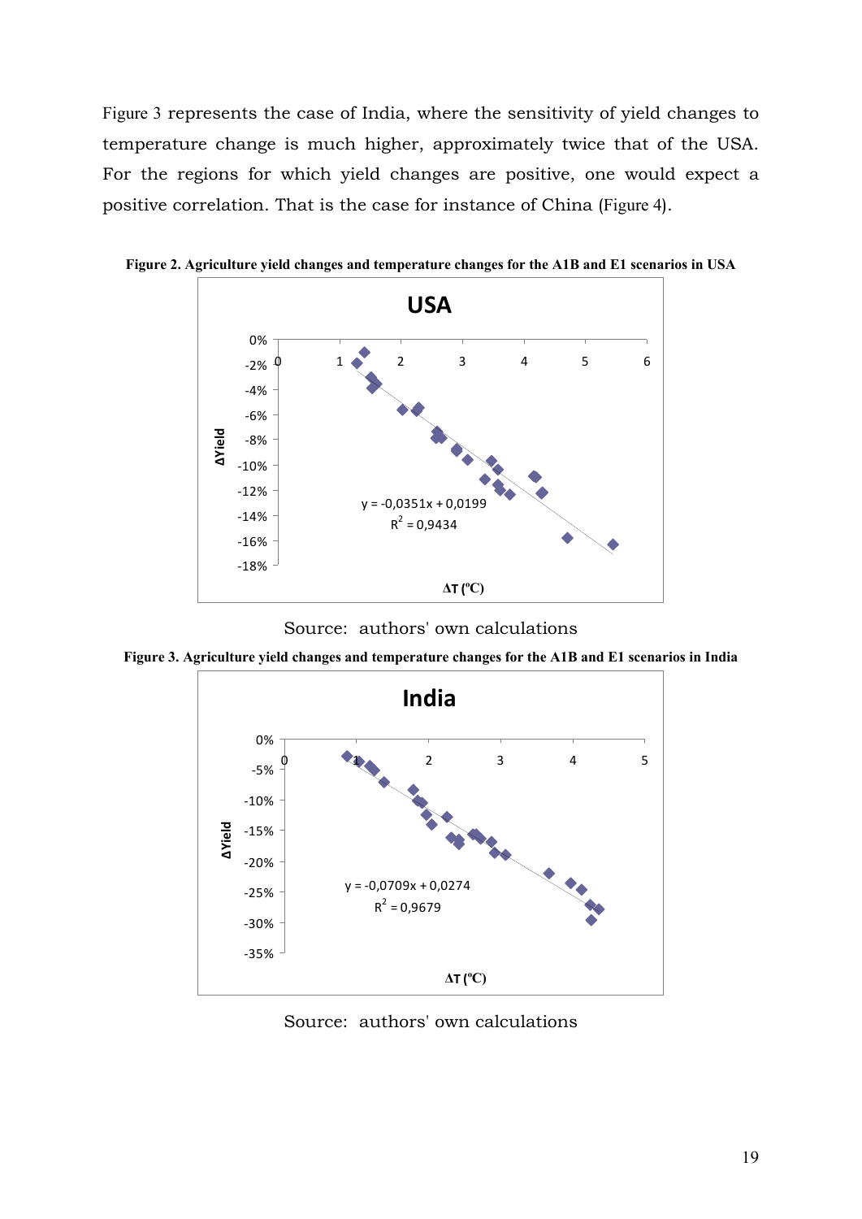Figure 3 represents the case of India, where the sensitivity of yield changes to temperature change is much higher, approximately twice that of the USA. For the regions for which yield changes are positive, one would expect a positive correlation. That is the case for instance of China (Figure 4).

**Figure 2. Agriculture yield changes and temperature changes for the A1B and E1 scenarios in USA**

Source: authors' own calculations

**Figure 3. Agriculture yield changes and temperature changes for the A1B and E1 scenarios in India**

Source: authors' own calculations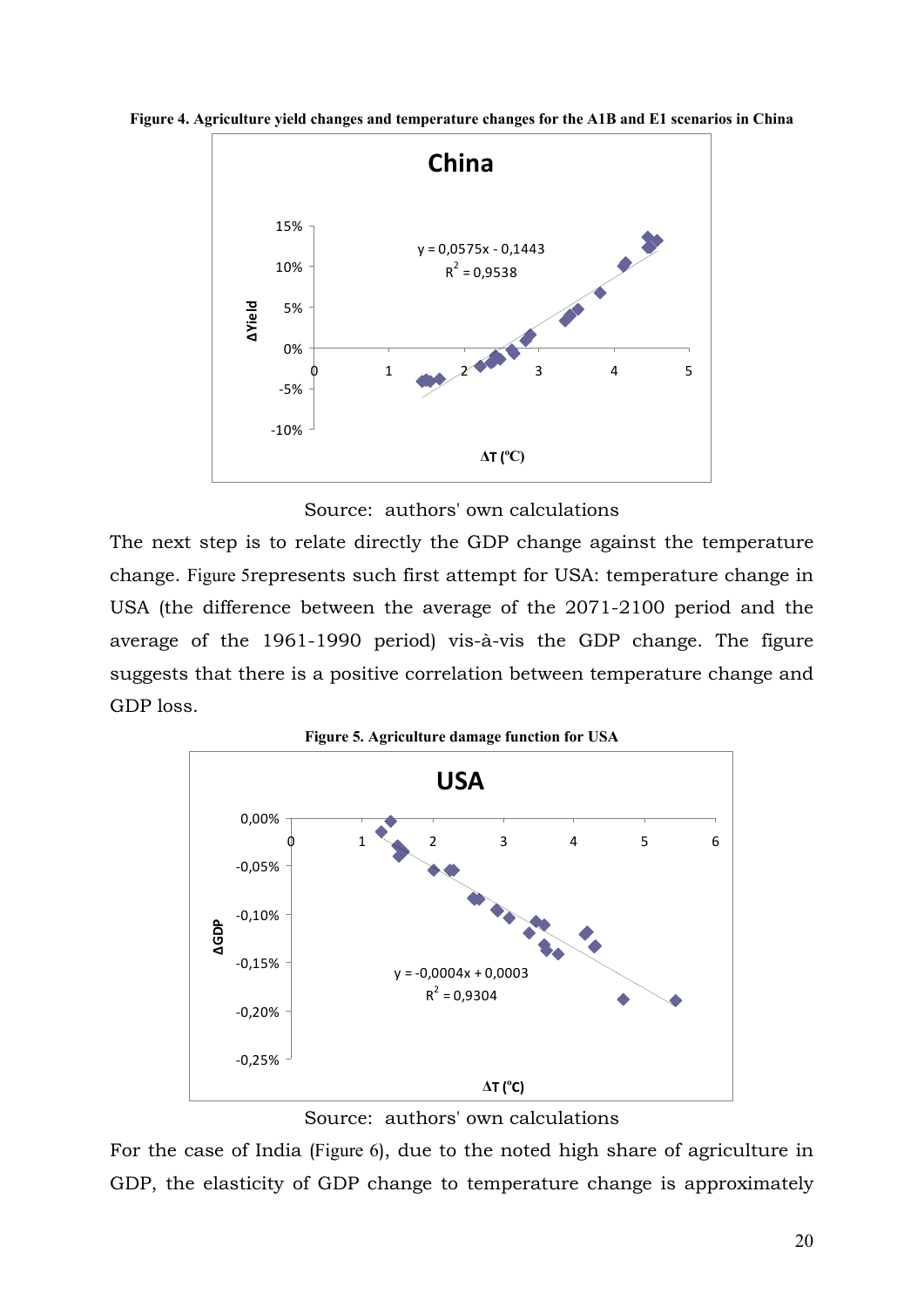**Figure 4. Agriculture yield changes and temperature changes for the A1B and E1 scenarios in China**

Source: authors' own calculations

The next step is to relate directly the GDP change against the temperature change. Figure 5represents such first attempt for USA: temperature change in USA (the difference between the average of the 2071-2100 period and the average of the 1961-1990 period) vis-à-vis the GDP change. The figure suggests that there is a positive correlation between temperature change and GDP loss.

**Figure 5. Agriculture damage function for USA**

Source: authors' own calculations

For the case of India (Figure 6), due to the noted high share of agriculture in GDP, the elasticity of GDP change to temperature change is approximately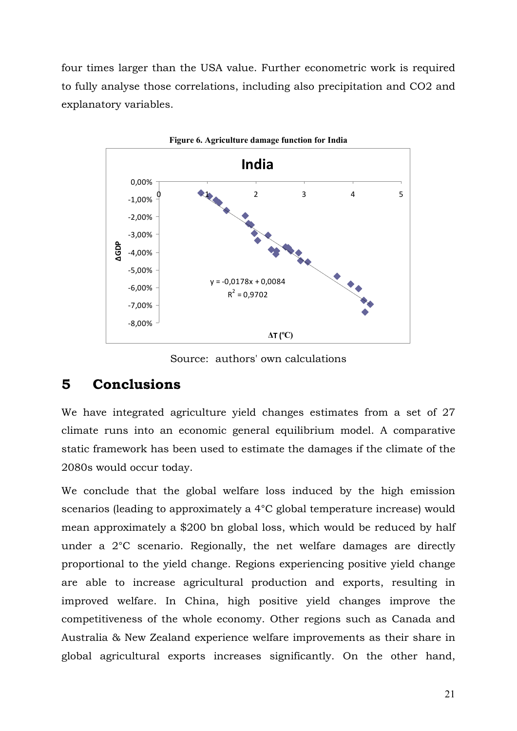four times larger than the USA value. Further econometric work is required to fully analyse those correlations, including also precipitation and CO2 and explanatory variables.

**Figure 6. Agriculture damage function for India**

Source: authors' own calculations

# 5 Conclusions

We have integrated agriculture yield changes estimates from a set of 27 climate runs into an economic general equilibrium model. A comparative static framework has been used to estimate the damages if the climate of the 2080s would occur today.

We conclude that the global welfare loss induced by the high emission scenarios (leading to approximately a 4°C global temperature increase) would mean approximately a $200 bn global loss, which would be reduced by half under a 2°C scenario. Regionally, the net welfare damages are directly proportional to the yield change. Regions experiencing positive yield change are able to increase agricultural production and exports, resulting in improved welfare. In China, high positive yield changes improve the competitiveness of the whole economy. Other regions such as Canada and Australia & New Zealand experience welfare improvements as their share in global agricultural exports increases significantly. On the other hand,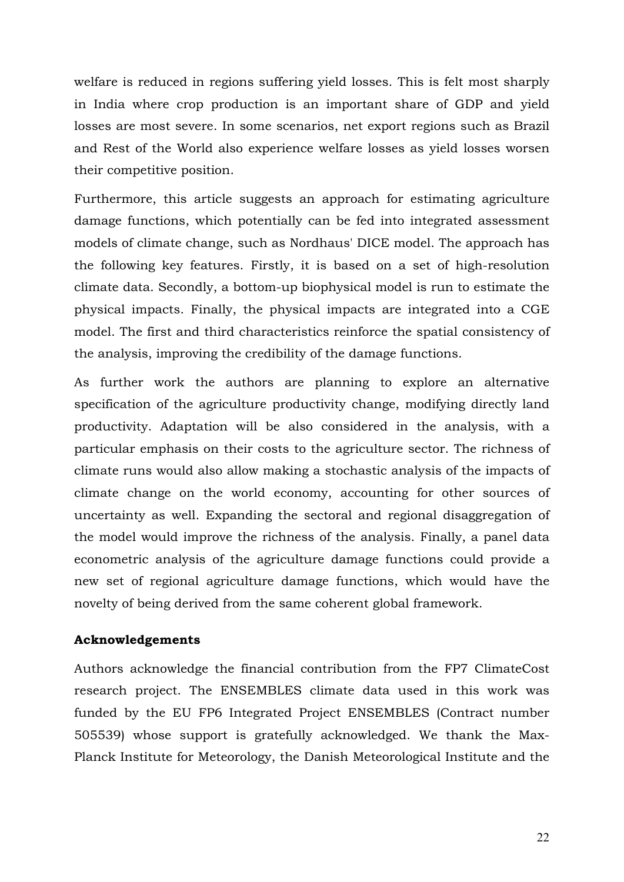welfare is reduced in regions suffering yield losses. This is felt most sharply in India where crop production is an important share of GDP and yield losses are most severe. In some scenarios, net export regions such as Brazil and Rest of the World also experience welfare losses as yield losses worsen their competitive position.

Furthermore, this article suggests an approach for estimating agriculture damage functions, which potentially can be fed into integrated assessment models of climate change, such as Nordhaus' DICE model. The approach has the following key features. Firstly, it is based on a set of high-resolution climate data. Secondly, a bottom-up biophysical model is run to estimate the physical impacts. Finally, the physical impacts are integrated into a CGE model. The first and third characteristics reinforce the spatial consistency of the analysis, improving the credibility of the damage functions.

As further work the authors are planning to explore an alternative specification of the agriculture productivity change, modifying directly land productivity. Adaptation will be also considered in the analysis, with a particular emphasis on their costs to the agriculture sector. The richness of climate runs would also allow making a stochastic analysis of the impacts of climate change on the world economy, accounting for other sources of uncertainty as well. Expanding the sectoral and regional disaggregation of the model would improve the richness of the analysis. Finally, a panel data econometric analysis of the agriculture damage functions could provide a new set of regional agriculture damage functions, which would have the novelty of being derived from the same coherent global framework.

**Acknowledgements**

Authors acknowledge the financial contribution from the FP7 ClimateCost research project. The ENSEMBLES climate data used in this work was funded by the EU FP6 Integrated Project ENSEMBLES (Contract number 505539) whose support is gratefully acknowledged. We thank the Max-Planck Institute for Meteorology, the Danish Meteorological Institute and the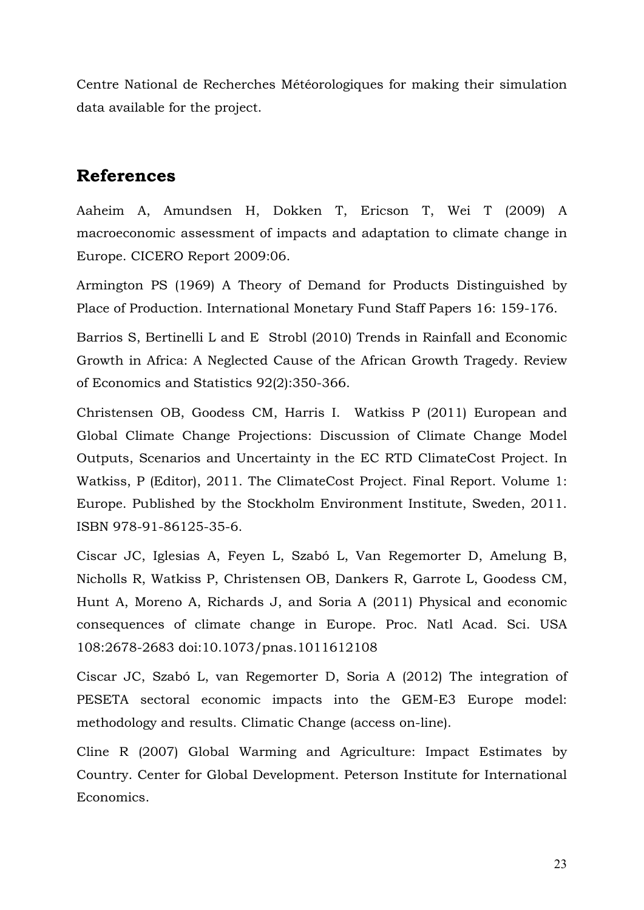Centre National de Recherches Météorologiques for making their simulation data available for the project.

## References

Aaheim A, Amundsen H, Dokken T, Ericson T, Wei T (2009) A macroeconomic assessment of impacts and adaptation to climate change in Europe. CICERO Report 2009:06.

Armington PS (1969) A Theory of Demand for Products Distinguished by Place of Production. International Monetary Fund Staff Papers 16: 159-176.

Barrios S, Bertinelli L and E Strobl (2010) Trends in Rainfall and Economic Growth in Africa: A Neglected Cause of the African Growth Tragedy. Review of Economics and Statistics 92(2):350-366.

Christensen OB, Goodess CM, Harris I. Watkiss P (2011) European and Global Climate Change Projections: Discussion of Climate Change Model Outputs, Scenarios and Uncertainty in the EC RTD ClimateCost Project. In Watkiss, P (Editor), 2011. The ClimateCost Project. Final Report. Volume 1: Europe. Published by the Stockholm Environment Institute, Sweden, 2011. ISBN 978-91-86125-35-6.

Ciscar JC, Iglesias A, Feyen L, Szabó L, Van Regemorter D, Amelung B, Nicholls R, Watkiss P, Christensen OB, Dankers R, Garrote L, Goodess CM, Hunt A, Moreno A, Richards J, and Soria A (2011) Physical and economic consequences of climate change in Europe. Proc. Natl Acad. Sci. USA 108:2678-2683 doi:10.1073/pnas.1011612108

Ciscar JC, Szabó L, van Regemorter D, Soria A (2012) The integration of PESETA sectoral economic impacts into the GEM-E3 Europe model: methodology and results. Climatic Change (access on-line).

Cline R (2007) Global Warming and Agriculture: Impact Estimates by Country. Center for Global Development. Peterson Institute for International Economics.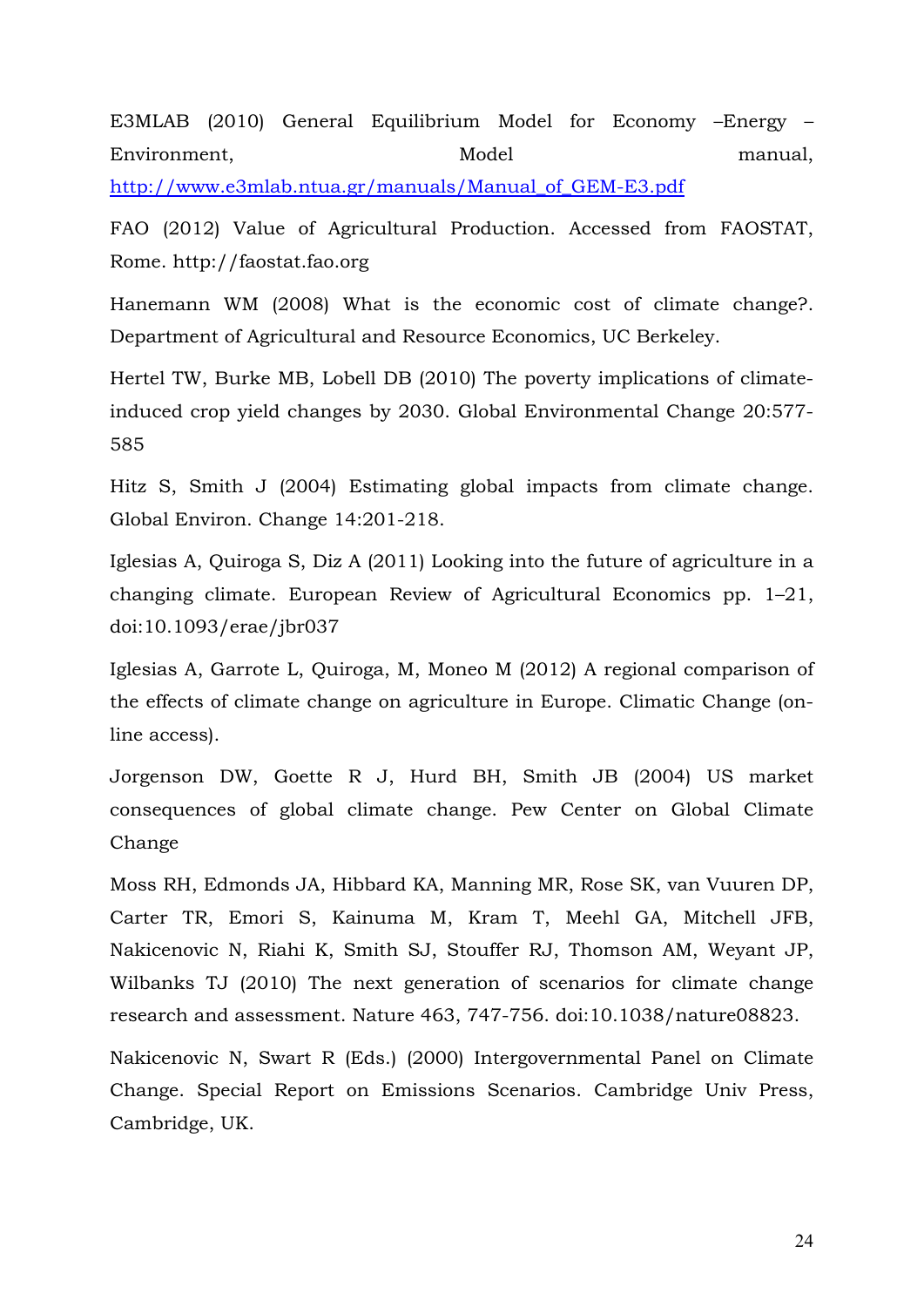E3MLAB (2010) General Equilibrium Model for Economy –Energy – Environment, Model manual, http://www.e3mlab.ntua.gr/manuals/Manual_of_GEM-E3.pdf

FAO (2012) Value of Agricultural Production. Accessed from FAOSTAT, Rome. http://faostat.fao.org

Hanemann WM (2008) What is the economic cost of climate change?. Department of Agricultural and Resource Economics, UC Berkeley.

Hertel TW, Burke MB, Lobell DB (2010) The poverty implications of climate-induced crop yield changes by 2030. Global Environmental Change 20:577-585

Hitz S, Smith J (2004) Estimating global impacts from climate change. Global Environ. Change 14:201-218.

Iglesias A, Quiroga S, Diz A (2011) Looking into the future of agriculture in a changing climate. European Review of Agricultural Economics pp. 1–21, doi:10.1093/erae/jbr037

Iglesias A, Garrote L, Quiroga, M, Moneo M (2012) A regional comparison of the effects of climate change on agriculture in Europe. Climatic Change (on-line access).

Jorgenson DW, Goette R J, Hurd BH, Smith JB (2004) US market consequences of global climate change. Pew Center on Global Climate Change

Moss RH, Edmonds JA, Hibbard KA, Manning MR, Rose SK, van Vuuren DP, Carter TR, Emori S, Kainuma M, Kram T, Meehl GA, Mitchell JFB, Nakicenovic N, Riahi K, Smith SJ, Stouffer RJ, Thomson AM, Weyant JP, Wilbanks TJ (2010) The next generation of scenarios for climate change research and assessment. Nature 463, 747-756. doi:10.1038/nature08823.

Nakicenovic N, Swart R (Eds.) (2000) Intergovernmental Panel on Climate Change. Special Report on Emissions Scenarios. Cambridge Univ Press, Cambridge, UK.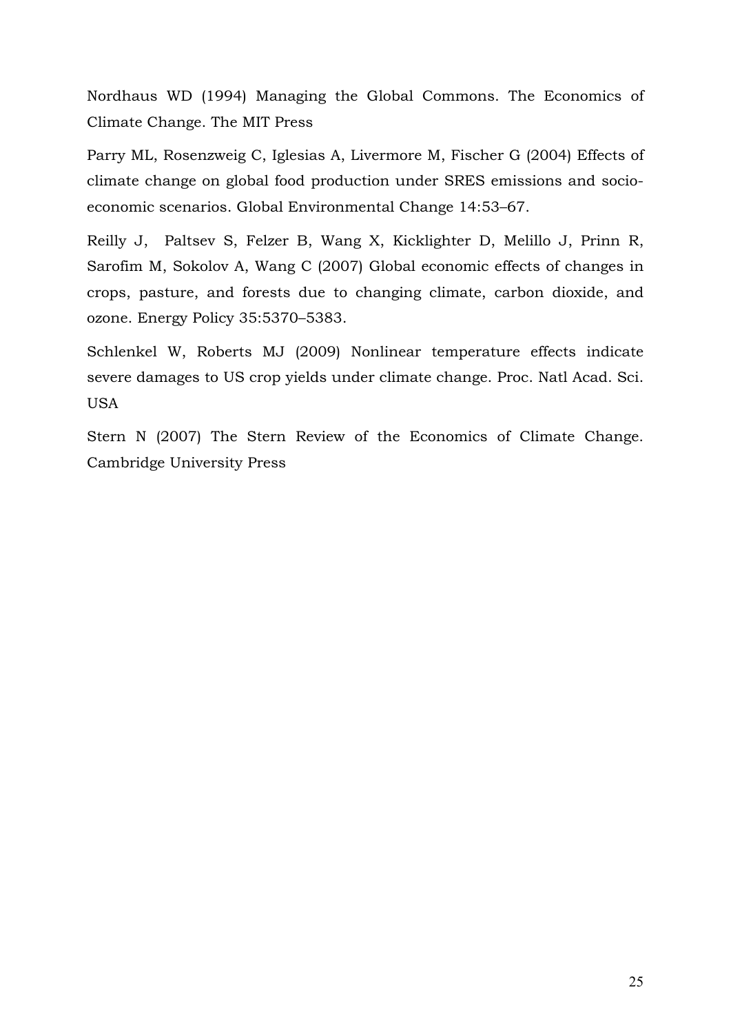Nordhaus WD (1994) Managing the Global Commons. The Economics of Climate Change. The MIT Press

Parry ML, Rosenzweig C, Iglesias A, Livermore M, Fischer G (2004) Effects of climate change on global food production under SRES emissions and socio-economic scenarios. Global Environmental Change 14:53–67.

Reilly J, Paltsev S, Felzer B, Wang X, Kicklighter D, Melillo J, Prinn R, Sarofim M, Sokolov A, Wang C (2007) Global economic effects of changes in crops, pasture, and forests due to changing climate, carbon dioxide, and ozone. Energy Policy 35:5370–5383.

Schlenkel W, Roberts MJ (2009) Nonlinear temperature effects indicate severe damages to US crop yields under climate change. Proc. Natl Acad. Sci. USA

Stern N (2007) The Stern Review of the Economics of Climate Change. Cambridge University Press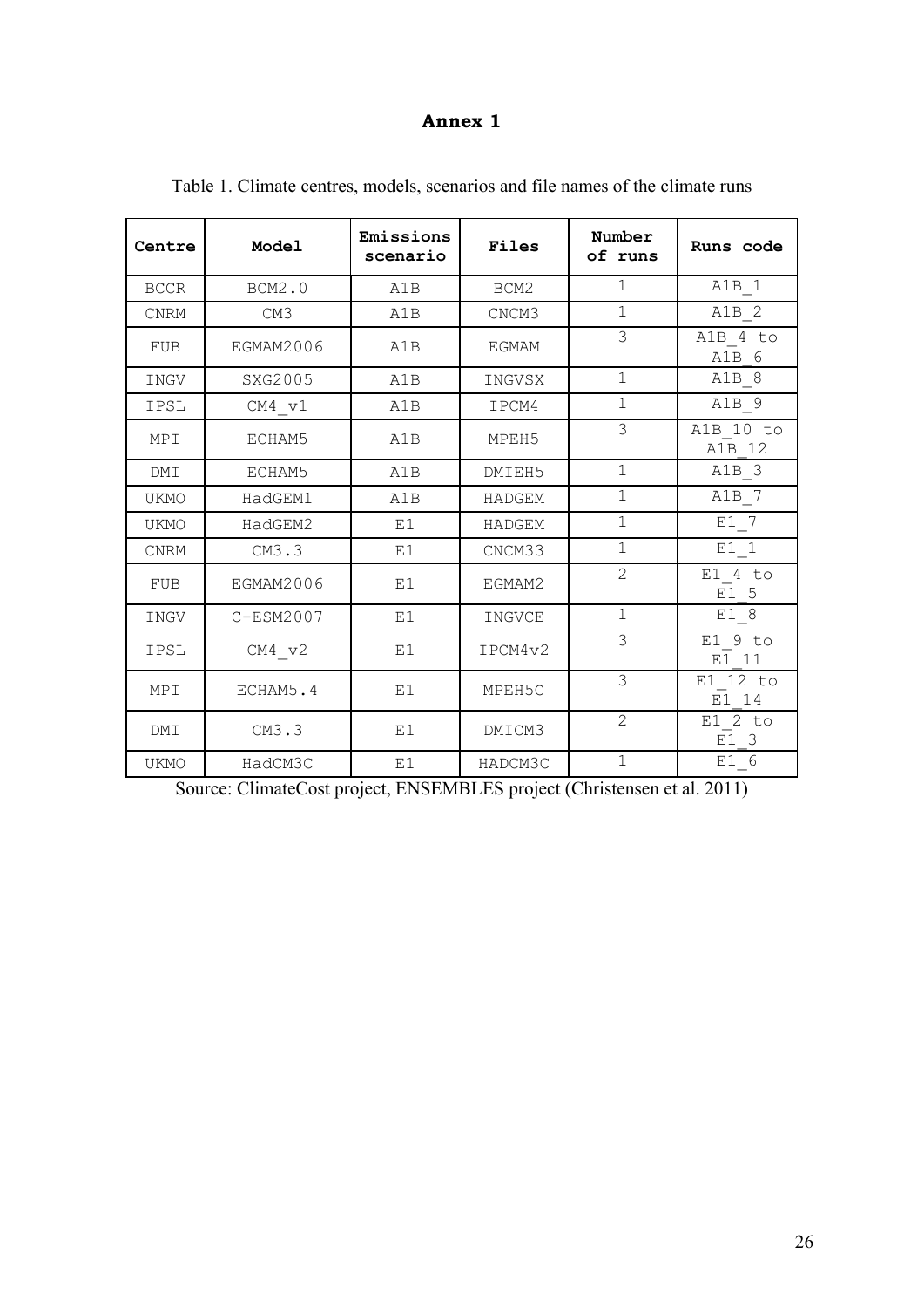# Annex 1

Table 1. Climate centres, models, scenarios and file names of the climate runs

| Centre | Model | Emissions scenario | Files | Number of runs | Runs code |
|---|---|---|---|---|---|
| BCCR | BCM2.0 | A1B | BCM2 | 1 | A1B_1 |
| CNRM | CM3 | A1B | CNCM3 | 1 | A1B_2 |
| FUB | EGMAM2006 | A1B | EGMAM | 3 | A1B_4 to A1B_6 |
| INGV | SXG2005 | A1B | INGVSX | 1 | A1B_8 |
| IPSL | CM4_v1 | A1B | IPCM4 | 1 | A1B_9 |
| MPI | ECHAM5 | A1B | MPEH5 | 3 | A1B_10 to A1B_12 |
| DMI | ECHAM5 | A1B | DMIEH5 | 1 | A1B_3 |
| UKMO | HadGEM1 | A1B | HADGEM | 1 | A1B_7 |
| UKMO | HadGEM2 | E1 | HADGEM | 1 | E1_7 |
| CNRM | CM3.3 | E1 | CNCM33 | 1 | E1_1 |
| FUB | EGMAM2006 | E1 | EGMAM2 | 2 | E1_4 to E1_5 |
| INGV | C-ESM2007 | E1 | INGVCE | 1 | E1_8 |
| IPSL | CM4_v2 | E1 | IPCM4v2 | 3 | E1_9 to E1_11 |
| MPI | ECHAM5.4 | E1 | MPEH5C | 3 | E1_12 to E1_14 |
| DMI | CM3.3 | E1 | DMICM3 | 2 | E1_2 to E1_3 |
| UKMO | HadCM3C | E1 | HADCM3C | 1 | E1_6 |

Source: ClimateCost project, ENSEMBLES project (Christensen et al. 2011)